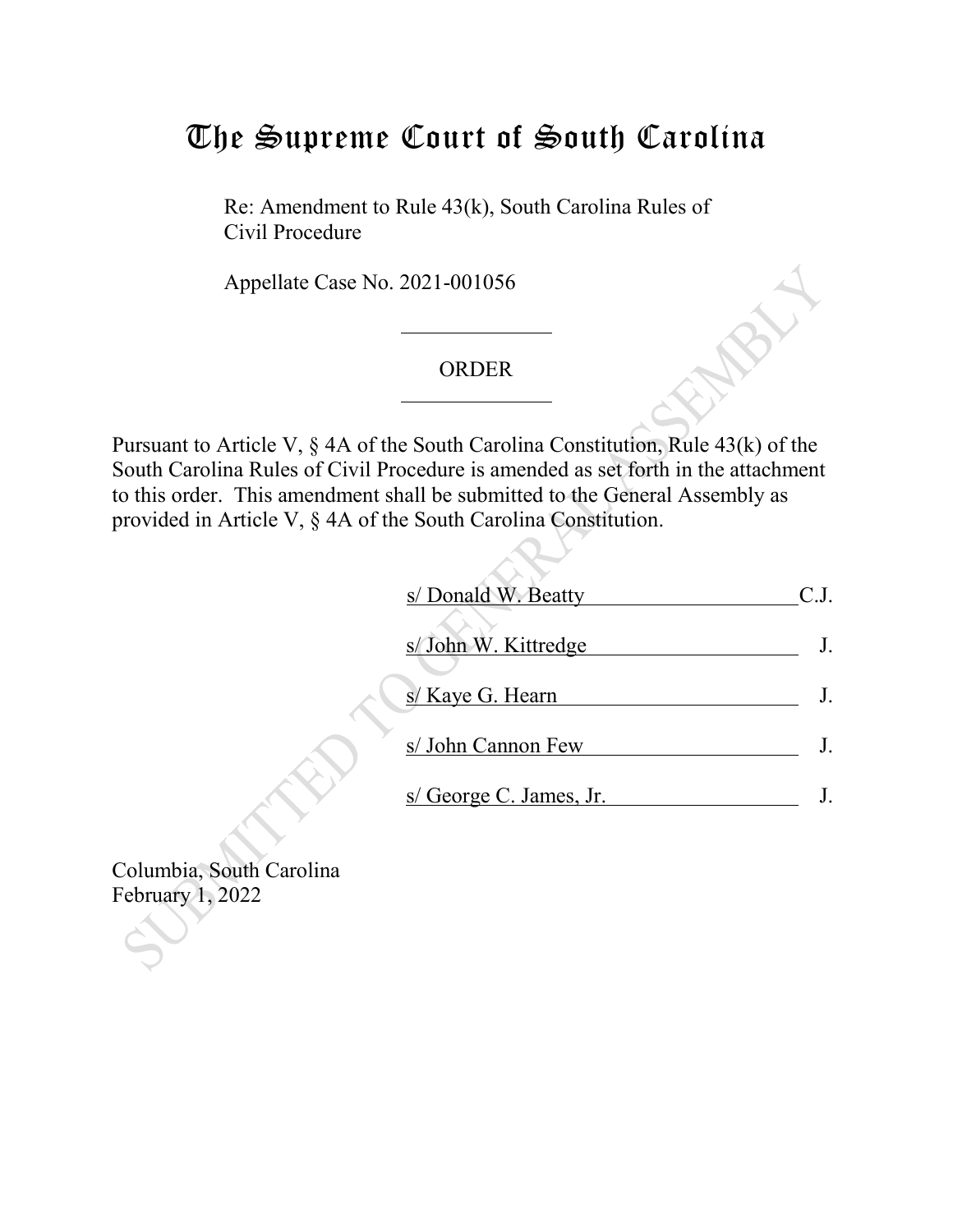# The Supreme Court of South Carolina

Re: Amendment to Rule 43(k), South Carolina Rules of Civil Procedure

Appellate Case No. 2021-001056

## ORDER

Pursuant to Article V, § 4A of the South Carolina Constitution, Rule 43(k) of the South Carolina Rules of Civil Procedure is amended as set forth in the attachment to this order. This amendment shall be submitted to the General Assembly as provided in Article V, § 4A of the South Carolina Constitution.

s/ Donald W. Beatty C.J.

s/ John W. Kittredge J.

s/ Kaye G. Hearn J.

s/ John Cannon Few J.

s/ George C. James, Jr. J.

Columbia, South Carolina
February 1, 2022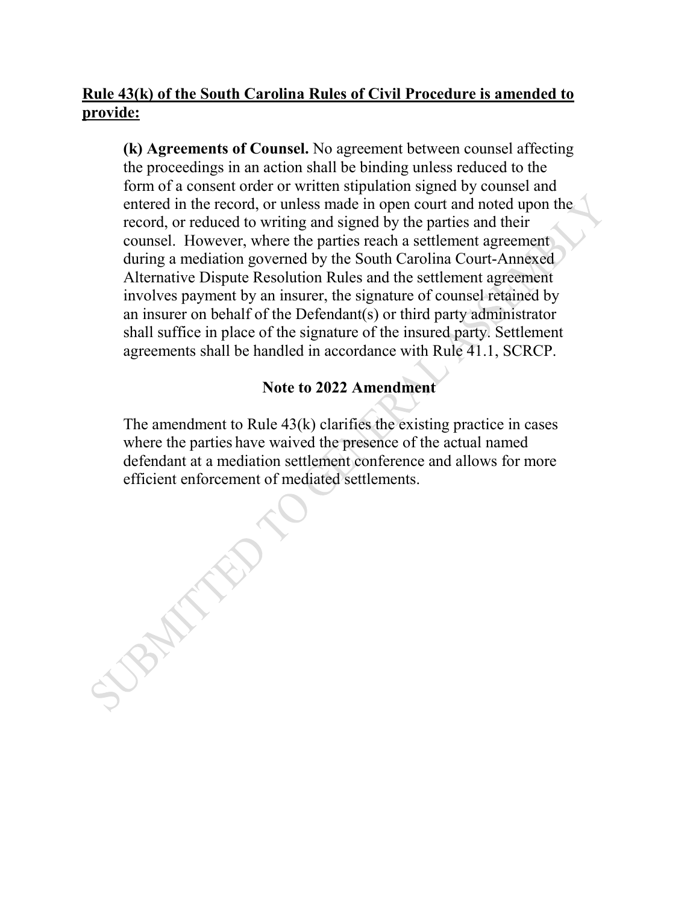**Rule 43(k) of the South Carolina Rules of Civil Procedure is amended to provide:**

> **(k) Agreements of Counsel.** No agreement between counsel affecting the proceedings in an action shall be binding unless reduced to the form of a consent order or written stipulation signed by counsel and entered in the record, or unless made in open court and noted upon the record, or reduced to writing and signed by the parties and their counsel. However, where the parties reach a settlement agreement during a mediation governed by the South Carolina Court-Annexed Alternative Dispute Resolution Rules and the settlement agreement involves payment by an insurer, the signature of counsel retained by an insurer on behalf of the Defendant(s) or third party administrator shall suffice in place of the signature of the insured party. Settlement agreements shall be handled in accordance with Rule 41.1, SCRCP.

## Note to 2022 Amendment

The amendment to Rule 43(k) clarifies the existing practice in cases where the parties have waived the presence of the actual named defendant at a mediation settlement conference and allows for more efficient enforcement of mediated settlements.